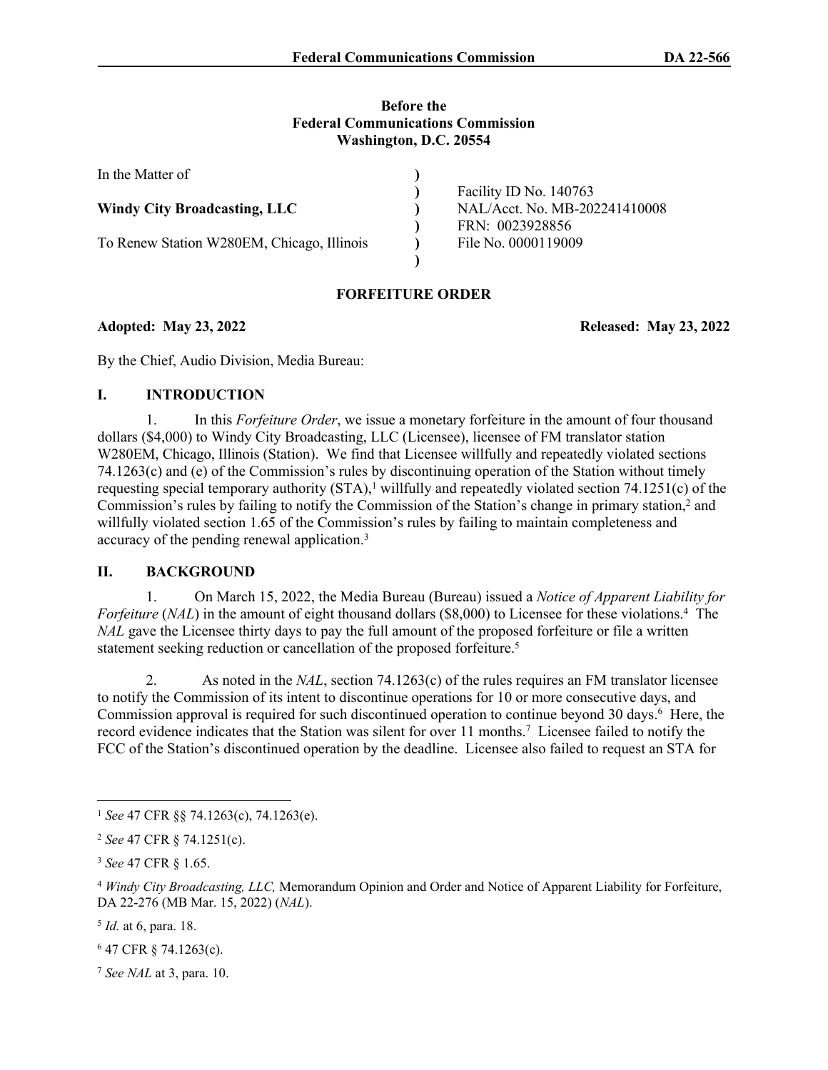**Before the**
**Federal Communications Commission**
**Washington, D.C. 20554**

| | | |
|---|---|---|
| In the Matter of | ) | |
| | ) | Facility ID No. 140763 |
| **Windy City Broadcasting, LLC** | ) | NAL/Acct. No. MB-202241410008 |
| | ) | FRN: 0023928856 |
| To Renew Station W280EM, Chicago, Illinois | ) | File No. 0000119009 |
| | ) | |

**FORFEITURE ORDER**

**Adopted: May 23, 2022** **Released: May 23, 2022**

By the Chief, Audio Division, Media Bureau:

## I. INTRODUCTION

1. In this *Forfeiture Order*, we issue a monetary forfeiture in the amount of four thousand dollars ($4,000) to Windy City Broadcasting, LLC (Licensee), licensee of FM translator station W280EM, Chicago, Illinois (Station). We find that Licensee willfully and repeatedly violated sections 74.1263(c) and (e) of the Commission's rules by discontinuing operation of the Station without timely requesting special temporary authority (STA),[1] willfully and repeatedly violated section 74.1251(c) of the Commission's rules by failing to notify the Commission of the Station's change in primary station,[2] and willfully violated section 1.65 of the Commission's rules by failing to maintain completeness and accuracy of the pending renewal application.[3]

## II. BACKGROUND

1. On March 15, 2022, the Media Bureau (Bureau) issued a *Notice of Apparent Liability for Forfeiture* (*NAL*) in the amount of eight thousand dollars ($8,000) to Licensee for these violations.[4] The *NAL* gave the Licensee thirty days to pay the full amount of the proposed forfeiture or file a written statement seeking reduction or cancellation of the proposed forfeiture.[5]

2. As noted in the *NAL*, section 74.1263(c) of the rules requires an FM translator licensee to notify the Commission of its intent to discontinue operations for 10 or more consecutive days, and Commission approval is required for such discontinued operation to continue beyond 30 days.[6] Here, the record evidence indicates that the Station was silent for over 11 months.[7] Licensee failed to notify the FCC of the Station's discontinued operation by the deadline. Licensee also failed to request an STA for

---

[1] *See* 47 CFR §§ 74.1263(c), 74.1263(e).

[2] *See* 47 CFR § 74.1251(c).

[3] *See* 47 CFR § 1.65.

[4] *Windy City Broadcasting, LLC,* Memorandum Opinion and Order and Notice of Apparent Liability for Forfeiture, DA 22-276 (MB Mar. 15, 2022) (*NAL*).

[5] *Id.* at 6, para. 18.

[6] 47 CFR § 74.1263(c).

[7] *See NAL* at 3, para. 10.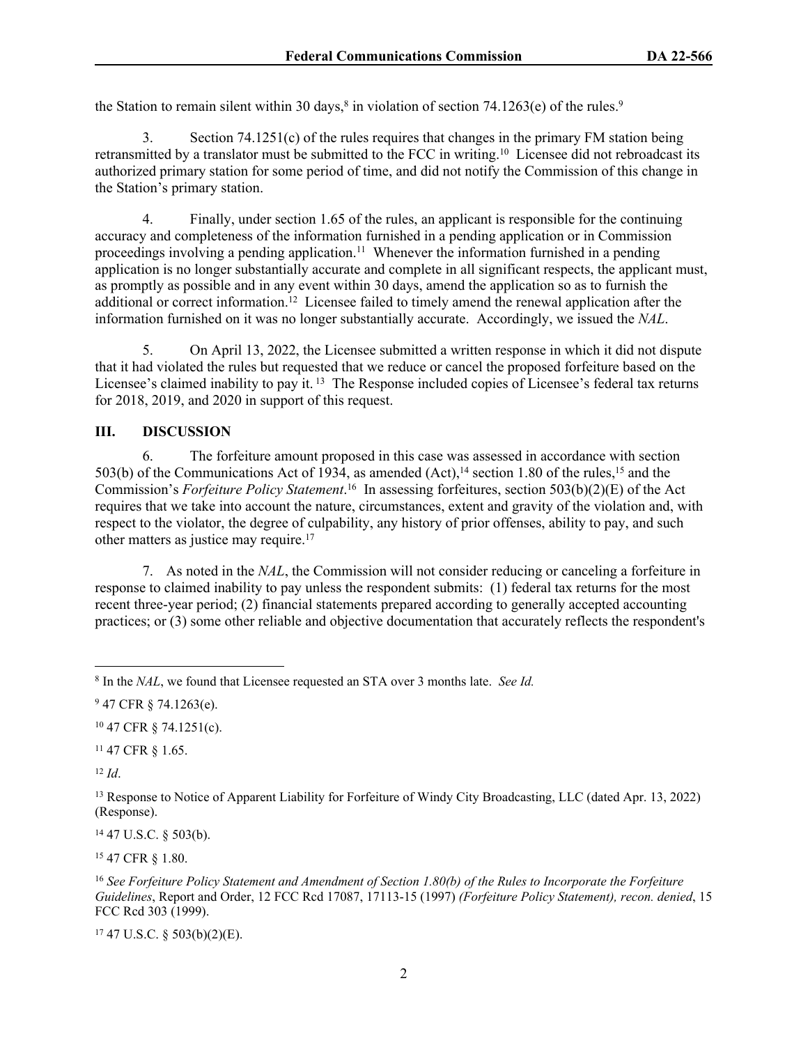the Station to remain silent within 30 days,[8] in violation of section 74.1263(e) of the rules.[9]

3. Section 74.1251(c) of the rules requires that changes in the primary FM station being retransmitted by a translator must be submitted to the FCC in writing.[10] Licensee did not rebroadcast its authorized primary station for some period of time, and did not notify the Commission of this change in the Station's primary station.

4. Finally, under section 1.65 of the rules, an applicant is responsible for the continuing accuracy and completeness of the information furnished in a pending application or in Commission proceedings involving a pending application.[11] Whenever the information furnished in a pending application is no longer substantially accurate and complete in all significant respects, the applicant must, as promptly as possible and in any event within 30 days, amend the application so as to furnish the additional or correct information.[12] Licensee failed to timely amend the renewal application after the information furnished on it was no longer substantially accurate. Accordingly, we issued the *NAL*.

5. On April 13, 2022, the Licensee submitted a written response in which it did not dispute that it had violated the rules but requested that we reduce or cancel the proposed forfeiture based on the Licensee's claimed inability to pay it.[13] The Response included copies of Licensee's federal tax returns for 2018, 2019, and 2020 in support of this request.

## III. DISCUSSION

6. The forfeiture amount proposed in this case was assessed in accordance with section 503(b) of the Communications Act of 1934, as amended (Act),[14] section 1.80 of the rules,[15] and the Commission's *Forfeiture Policy Statement*.[16] In assessing forfeitures, section 503(b)(2)(E) of the Act requires that we take into account the nature, circumstances, extent and gravity of the violation and, with respect to the violator, the degree of culpability, any history of prior offenses, ability to pay, and such other matters as justice may require.[17]

7. As noted in the *NAL*, the Commission will not consider reducing or canceling a forfeiture in response to claimed inability to pay unless the respondent submits: (1) federal tax returns for the most recent three-year period; (2) financial statements prepared according to generally accepted accounting practices; or (3) some other reliable and objective documentation that accurately reflects the respondent's

---

[8] In the *NAL*, we found that Licensee requested an STA over 3 months late. *See Id.*

[9] 47 CFR § 74.1263(e).

[10] 47 CFR § 74.1251(c).

[11] 47 CFR § 1.65.

[12] *Id*.

[13] Response to Notice of Apparent Liability for Forfeiture of Windy City Broadcasting, LLC (dated Apr. 13, 2022) (Response).

[14] 47 U.S.C. § 503(b).

[15] 47 CFR § 1.80.

[16] *See Forfeiture Policy Statement and Amendment of Section 1.80(b) of the Rules to Incorporate the Forfeiture Guidelines*, Report and Order, 12 FCC Rcd 17087, 17113-15 (1997) *(Forfeiture Policy Statement), recon. denied*, 15 FCC Rcd 303 (1999).

[17] 47 U.S.C. § 503(b)(2)(E).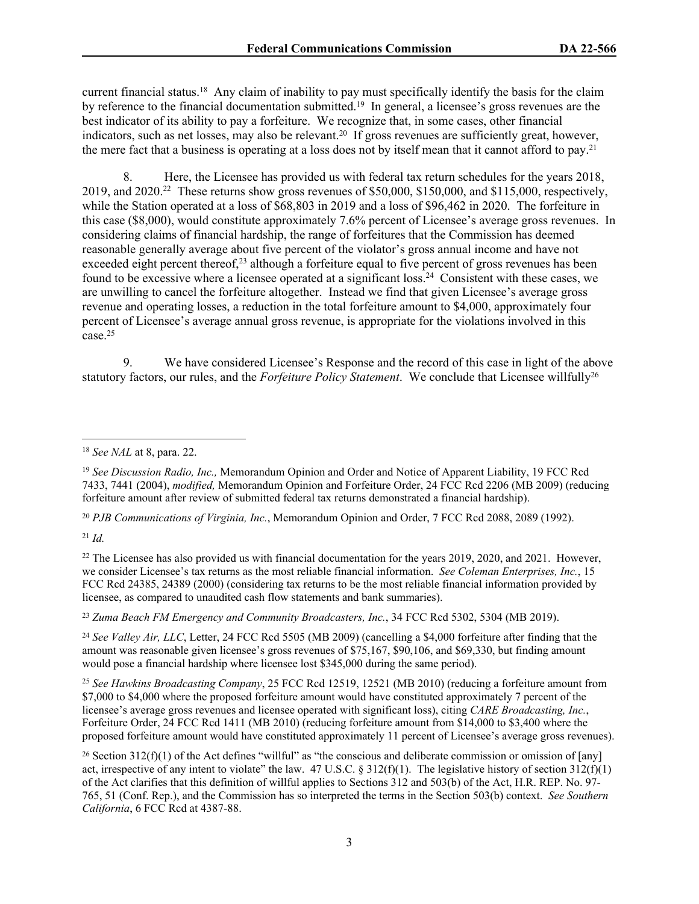current financial status.[18] Any claim of inability to pay must specifically identify the basis for the claim by reference to the financial documentation submitted.[19] In general, a licensee's gross revenues are the best indicator of its ability to pay a forfeiture. We recognize that, in some cases, other financial indicators, such as net losses, may also be relevant.[20] If gross revenues are sufficiently great, however, the mere fact that a business is operating at a loss does not by itself mean that it cannot afford to pay.[21]

8. Here, the Licensee has provided us with federal tax return schedules for the years 2018, 2019, and 2020.[22] These returns show gross revenues of $50,000, $150,000, and $115,000, respectively, while the Station operated at a loss of $68,803 in 2019 and a loss of $96,462 in 2020. The forfeiture in this case ($8,000), would constitute approximately 7.6% percent of Licensee's average gross revenues. In considering claims of financial hardship, the range of forfeitures that the Commission has deemed reasonable generally average about five percent of the violator's gross annual income and have not exceeded eight percent thereof,[23] although a forfeiture equal to five percent of gross revenues has been found to be excessive where a licensee operated at a significant loss.[24] Consistent with these cases, we are unwilling to cancel the forfeiture altogether. Instead we find that given Licensee's average gross revenue and operating losses, a reduction in the total forfeiture amount to $4,000, approximately four percent of Licensee's average annual gross revenue, is appropriate for the violations involved in this case.[25]

9. We have considered Licensee's Response and the record of this case in light of the above statutory factors, our rules, and the *Forfeiture Policy Statement*. We conclude that Licensee willfully[26]

---

[18] *See NAL* at 8, para. 22.

[19] *See Discussion Radio, Inc.,* Memorandum Opinion and Order and Notice of Apparent Liability, 19 FCC Rcd 7433, 7441 (2004), *modified,* Memorandum Opinion and Forfeiture Order, 24 FCC Rcd 2206 (MB 2009) (reducing forfeiture amount after review of submitted federal tax returns demonstrated a financial hardship).

[20] *PJB Communications of Virginia, Inc.*, Memorandum Opinion and Order, 7 FCC Rcd 2088, 2089 (1992).

[21] *Id.*

[22] The Licensee has also provided us with financial documentation for the years 2019, 2020, and 2021. However, we consider Licensee's tax returns as the most reliable financial information. *See Coleman Enterprises, Inc.*, 15 FCC Rcd 24385, 24389 (2000) (considering tax returns to be the most reliable financial information provided by licensee, as compared to unaudited cash flow statements and bank summaries).

[23] *Zuma Beach FM Emergency and Community Broadcasters, Inc.*, 34 FCC Rcd 5302, 5304 (MB 2019).

[24] *See Valley Air, LLC*, Letter, 24 FCC Rcd 5505 (MB 2009) (cancelling a $4,000 forfeiture after finding that the amount was reasonable given licensee's gross revenues of $75,167, $90,106, and $69,330, but finding amount would pose a financial hardship where licensee lost $345,000 during the same period).

[25] *See Hawkins Broadcasting Company*, 25 FCC Rcd 12519, 12521 (MB 2010) (reducing a forfeiture amount from $7,000 to $4,000 where the proposed forfeiture amount would have constituted approximately 7 percent of the licensee's average gross revenues and licensee operated with significant loss), citing *CARE Broadcasting, Inc.*, Forfeiture Order, 24 FCC Rcd 1411 (MB 2010) (reducing forfeiture amount from $14,000 to $3,400 where the proposed forfeiture amount would have constituted approximately 11 percent of Licensee's average gross revenues).

[26] Section 312(f)(1) of the Act defines "willful" as "the conscious and deliberate commission or omission of [any] act, irrespective of any intent to violate" the law. 47 U.S.C. § 312(f)(1). The legislative history of section 312(f)(1) of the Act clarifies that this definition of willful applies to Sections 312 and 503(b) of the Act, H.R. REP. No. 97-765, 51 (Conf. Rep.), and the Commission has so interpreted the terms in the Section 503(b) context. *See Southern California*, 6 FCC Rcd at 4387-88.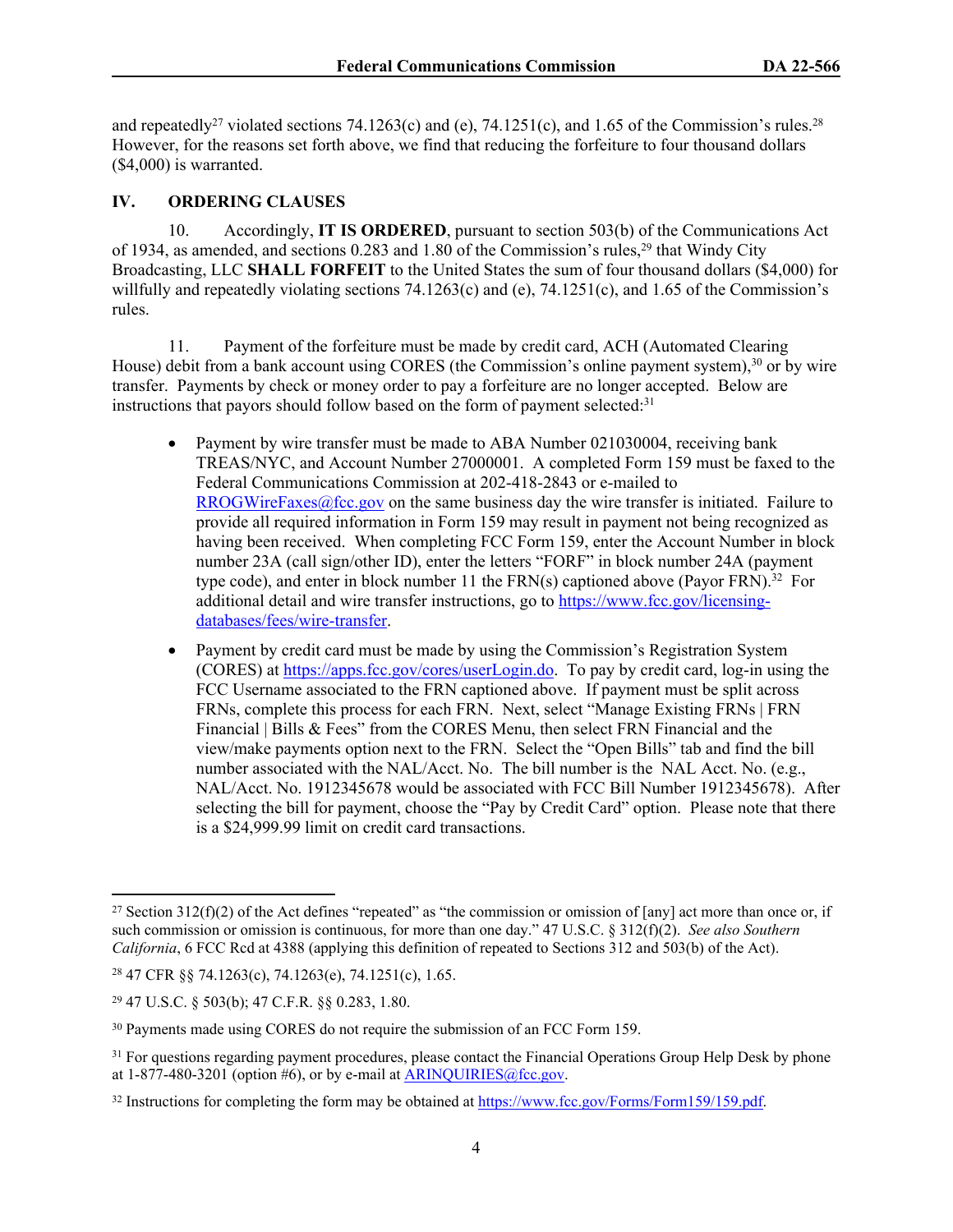and repeatedly[27] violated sections 74.1263(c) and (e), 74.1251(c), and 1.65 of the Commission's rules.[28] However, for the reasons set forth above, we find that reducing the forfeiture to four thousand dollars ($4,000) is warranted.

## IV. ORDERING CLAUSES

10. Accordingly, **IT IS ORDERED**, pursuant to section 503(b) of the Communications Act of 1934, as amended, and sections 0.283 and 1.80 of the Commission's rules,[29] that Windy City Broadcasting, LLC **SHALL FORFEIT** to the United States the sum of four thousand dollars ($4,000) for willfully and repeatedly violating sections 74.1263(c) and (e), 74.1251(c), and 1.65 of the Commission's rules.

11. Payment of the forfeiture must be made by credit card, ACH (Automated Clearing House) debit from a bank account using CORES (the Commission's online payment system),[30] or by wire transfer. Payments by check or money order to pay a forfeiture are no longer accepted. Below are instructions that payors should follow based on the form of payment selected:[31]

- Payment by wire transfer must be made to ABA Number 021030004, receiving bank TREAS/NYC, and Account Number 27000001. A completed Form 159 must be faxed to the Federal Communications Commission at 202-418-2843 or e-mailed to RROGWireFaxes@fcc.gov on the same business day the wire transfer is initiated. Failure to provide all required information in Form 159 may result in payment not being recognized as having been received. When completing FCC Form 159, enter the Account Number in block number 23A (call sign/other ID), enter the letters "FORF" in block number 24A (payment type code), and enter in block number 11 the FRN(s) captioned above (Payor FRN).[32] For additional detail and wire transfer instructions, go to https://www.fcc.gov/licensing-databases/fees/wire-transfer.
- Payment by credit card must be made by using the Commission's Registration System (CORES) at https://apps.fcc.gov/cores/userLogin.do. To pay by credit card, log-in using the FCC Username associated to the FRN captioned above. If payment must be split across FRNs, complete this process for each FRN. Next, select "Manage Existing FRNs | FRN Financial | Bills & Fees" from the CORES Menu, then select FRN Financial and the view/make payments option next to the FRN. Select the "Open Bills" tab and find the bill number associated with the NAL/Acct. No. The bill number is the NAL Acct. No. (e.g., NAL/Acct. No. 1912345678 would be associated with FCC Bill Number 1912345678). After selecting the bill for payment, choose the "Pay by Credit Card" option. Please note that there is a $24,999.99 limit on credit card transactions.

---

[27] Section 312(f)(2) of the Act defines "repeated" as "the commission or omission of [any] act more than once or, if such commission or omission is continuous, for more than one day." 47 U.S.C. § 312(f)(2). *See also Southern California*, 6 FCC Rcd at 4388 (applying this definition of repeated to Sections 312 and 503(b) of the Act).

[28] 47 CFR §§ 74.1263(c), 74.1263(e), 74.1251(c), 1.65.

[29] 47 U.S.C. § 503(b); 47 C.F.R. §§ 0.283, 1.80.

[30] Payments made using CORES do not require the submission of an FCC Form 159.

[31] For questions regarding payment procedures, please contact the Financial Operations Group Help Desk by phone at 1-877-480-3201 (option #6), or by e-mail at ARINQUIRIES@fcc.gov.

[32] Instructions for completing the form may be obtained at https://www.fcc.gov/Forms/Form159/159.pdf.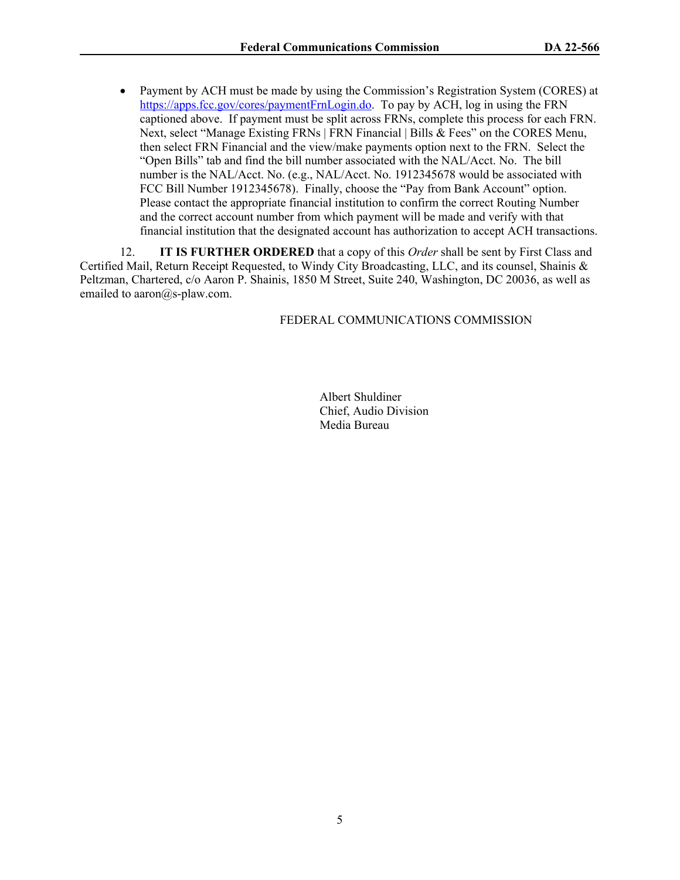- Payment by ACH must be made by using the Commission's Registration System (CORES) at https://apps.fcc.gov/cores/paymentFrnLogin.do. To pay by ACH, log in using the FRN captioned above. If payment must be split across FRNs, complete this process for each FRN. Next, select "Manage Existing FRNs | FRN Financial | Bills & Fees" on the CORES Menu, then select FRN Financial and the view/make payments option next to the FRN. Select the "Open Bills" tab and find the bill number associated with the NAL/Acct. No. The bill number is the NAL/Acct. No. (e.g., NAL/Acct. No. 1912345678 would be associated with FCC Bill Number 1912345678). Finally, choose the "Pay from Bank Account" option. Please contact the appropriate financial institution to confirm the correct Routing Number and the correct account number from which payment will be made and verify with that financial institution that the designated account has authorization to accept ACH transactions.

12. **IT IS FURTHER ORDERED** that a copy of this *Order* shall be sent by First Class and Certified Mail, Return Receipt Requested, to Windy City Broadcasting, LLC, and its counsel, Shainis & Peltzman, Chartered, c/o Aaron P. Shainis, 1850 M Street, Suite 240, Washington, DC 20036, as well as emailed to aaron@s-plaw.com.

FEDERAL COMMUNICATIONS COMMISSION

Albert Shuldiner
Chief, Audio Division
Media Bureau